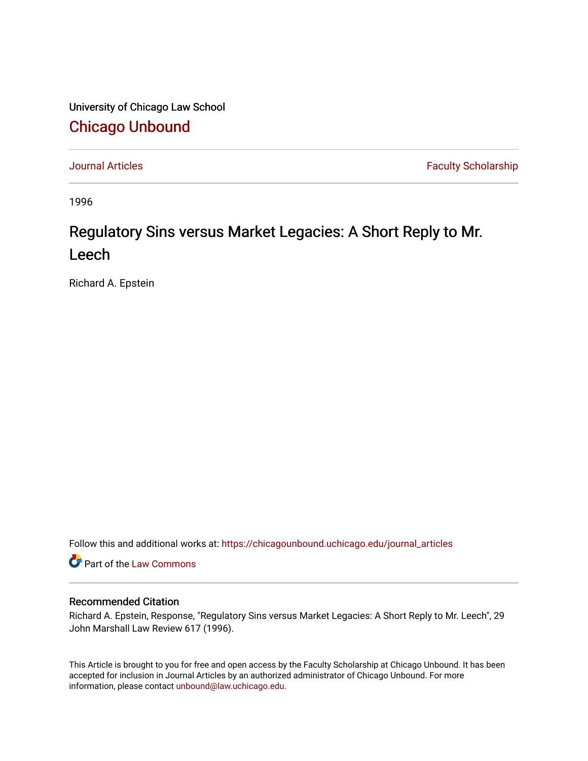University of Chicago Law School

# Chicago Unbound

Journal Articles | Faculty Scholarship

1996

# Regulatory Sins versus Market Legacies: A Short Reply to Mr. Leech

Richard A. Epstein

Follow this and additional works at: https://chicagounbound.uchicago.edu/journal_articles

Part of the Law Commons

## Recommended Citation

Richard A. Epstein, Response, "Regulatory Sins versus Market Legacies: A Short Reply to Mr. Leech", 29 John Marshall Law Review 617 (1996).

This Article is brought to you for free and open access by the Faculty Scholarship at Chicago Unbound. It has been accepted for inclusion in Journal Articles by an authorized administrator of Chicago Unbound. For more information, please contact unbound@law.uchicago.edu.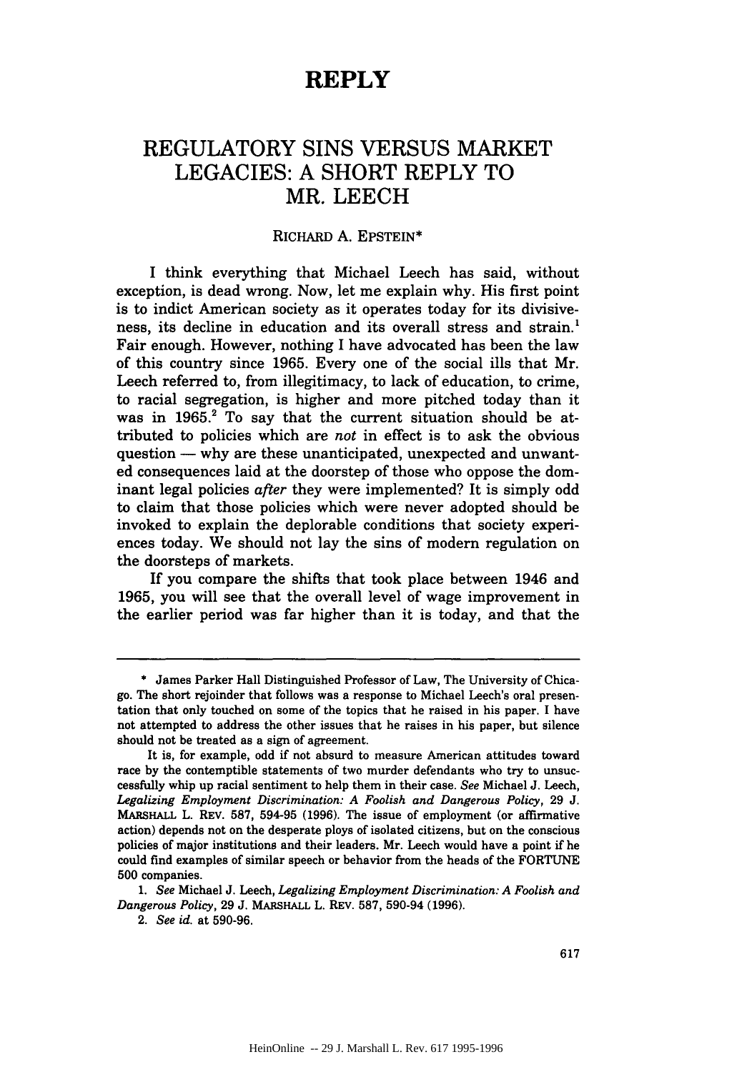# REPLY

## REGULATORY SINS VERSUS MARKET LEGACIES: A SHORT REPLY TO MR. LEECH

RICHARD A. EPSTEIN*

I think everything that Michael Leech has said, without exception, is dead wrong. Now, let me explain why. His first point is to indict American society as it operates today for its divisiveness, its decline in education and its overall stress and strain.[1] Fair enough. However, nothing I have advocated has been the law of this country since 1965. Every one of the social ills that Mr. Leech referred to, from illegitimacy, to lack of education, to crime, to racial segregation, is higher and more pitched today than it was in 1965.[2] To say that the current situation should be attributed to policies which are *not* in effect is to ask the obvious question — why are these unanticipated, unexpected and unwanted consequences laid at the doorstep of those who oppose the dominant legal policies *after* they were implemented? It is simply odd to claim that those policies which were never adopted should be invoked to explain the deplorable conditions that society experiences today. We should not lay the sins of modern regulation on the doorsteps of markets.

If you compare the shifts that took place between 1946 and 1965, you will see that the overall level of wage improvement in the earlier period was far higher than it is today, and that the

---

\* James Parker Hall Distinguished Professor of Law, The University of Chicago. The short rejoinder that follows was a response to Michael Leech's oral presentation that only touched on some of the topics that he raised in his paper. I have not attempted to address the other issues that he raises in his paper, but silence should not be treated as a sign of agreement.

It is, for example, odd if not absurd to measure American attitudes toward race by the contemptible statements of two murder defendants who try to unsuccessfully whip up racial sentiment to help them in their case. *See* Michael J. Leech, *Legalizing Employment Discrimination: A Foolish and Dangerous Policy*, 29 J. MARSHALL L. REV. 587, 594-95 (1996). The issue of employment (or affirmative action) depends not on the desperate ploys of isolated citizens, but on the conscious policies of major institutions and their leaders. Mr. Leech would have a point if he could find examples of similar speech or behavior from the heads of the FORTUNE 500 companies.

1. *See* Michael J. Leech, *Legalizing Employment Discrimination: A Foolish and Dangerous Policy*, 29 J. MARSHALL L. REV. 587, 590-94 (1996).

2. *See id.* at 590-96.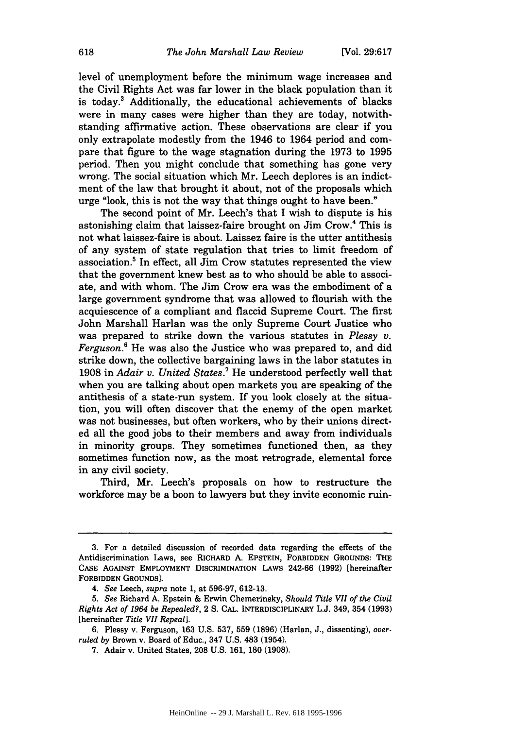level of unemployment before the minimum wage increases and the Civil Rights Act was far lower in the black population than it is today.[3] Additionally, the educational achievements of blacks were in many cases were higher than they are today, notwithstanding affirmative action. These observations are clear if you only extrapolate modestly from the 1946 to 1964 period and compare that figure to the wage stagnation during the 1973 to 1995 period. Then you might conclude that something has gone very wrong. The social situation which Mr. Leech deplores is an indictment of the law that brought it about, not of the proposals which urge "look, this is not the way that things ought to have been."

The second point of Mr. Leech's that I wish to dispute is his astonishing claim that laissez-faire brought on Jim Crow.[4] This is not what laissez-faire is about. Laissez faire is the utter antithesis of any system of state regulation that tries to limit freedom of association.[5] In effect, all Jim Crow statutes represented the view that the government knew best as to who should be able to associate, and with whom. The Jim Crow era was the embodiment of a large government syndrome that was allowed to flourish with the acquiescence of a compliant and flaccid Supreme Court. The first John Marshall Harlan was the only Supreme Court Justice who was prepared to strike down the various statutes in *Plessy v. Ferguson*.[6] He was also the Justice who was prepared to, and did strike down, the collective bargaining laws in the labor statutes in 1908 in *Adair v. United States*.[7] He understood perfectly well that when you are talking about open markets you are speaking of the antithesis of a state-run system. If you look closely at the situation, you will often discover that the enemy of the open market was not businesses, but often workers, who by their unions directed all the good jobs to their members and away from individuals in minority groups. They sometimes functioned then, as they sometimes function now, as the most retrograde, elemental force in any civil society.

Third, Mr. Leech's proposals on how to restructure the workforce may be a boon to lawyers but they invite economic ruin-

---

3. For a detailed discussion of recorded data regarding the effects of the Antidiscrimination Laws, see RICHARD A. EPSTEIN, FORBIDDEN GROUNDS: THE CASE AGAINST EMPLOYMENT DISCRIMINATION LAWS 242-66 (1992) [hereinafter FORBIDDEN GROUNDS].

4. *See* Leech, *supra* note 1, at 596-97, 612-13.

5. *See* Richard A. Epstein & Erwin Chemerinsky, *Should Title VII of the Civil Rights Act of 1964 be Repealed?*, 2 S. CAL. INTERDISCIPLINARY L.J. 349, 354 (1993) [hereinafter *Title VII Repeal*].

6. Plessy v. Ferguson, 163 U.S. 537, 559 (1896) (Harlan, J., dissenting), *overruled by* Brown v. Board of Educ., 347 U.S. 483 (1954).

7. Adair v. United States, 208 U.S. 161, 180 (1908).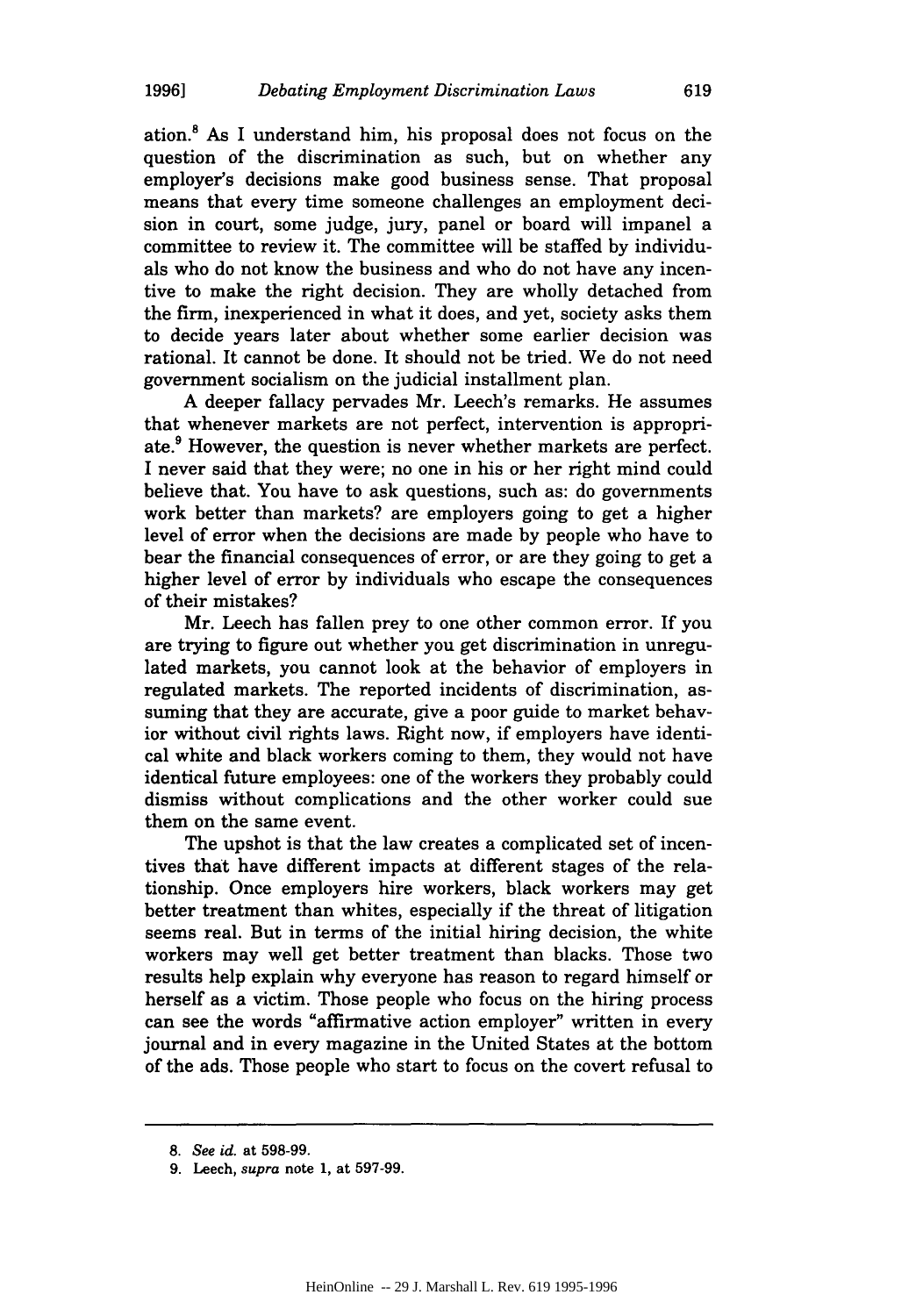ation.[8] As I understand him, his proposal does not focus on the question of the discrimination as such, but on whether any employer's decisions make good business sense. That proposal means that every time someone challenges an employment decision in court, some judge, jury, panel or board will impanel a committee to review it. The committee will be staffed by individuals who do not know the business and who do not have any incentive to make the right decision. They are wholly detached from the firm, inexperienced in what it does, and yet, society asks them to decide years later about whether some earlier decision was rational. It cannot be done. It should not be tried. We do not need government socialism on the judicial installment plan.

A deeper fallacy pervades Mr. Leech's remarks. He assumes that whenever markets are not perfect, intervention is appropriate.[9] However, the question is never whether markets are perfect. I never said that they were; no one in his or her right mind could believe that. You have to ask questions, such as: do governments work better than markets? are employers going to get a higher level of error when the decisions are made by people who have to bear the financial consequences of error, or are they going to get a higher level of error by individuals who escape the consequences of their mistakes?

Mr. Leech has fallen prey to one other common error. If you are trying to figure out whether you get discrimination in unregulated markets, you cannot look at the behavior of employers in regulated markets. The reported incidents of discrimination, assuming that they are accurate, give a poor guide to market behavior without civil rights laws. Right now, if employers have identical white and black workers coming to them, they would not have identical future employees: one of the workers they probably could dismiss without complications and the other worker could sue them on the same event.

The upshot is that the law creates a complicated set of incentives that have different impacts at different stages of the relationship. Once employers hire workers, black workers may get better treatment than whites, especially if the threat of litigation seems real. But in terms of the initial hiring decision, the white workers may well get better treatment than blacks. Those two results help explain why everyone has reason to regard himself or herself as a victim. Those people who focus on the hiring process can see the words "affirmative action employer" written in every journal and in every magazine in the United States at the bottom of the ads. Those people who start to focus on the covert refusal to

---

8. *See id.* at 598-99.

9. Leech, *supra* note 1, at 597-99.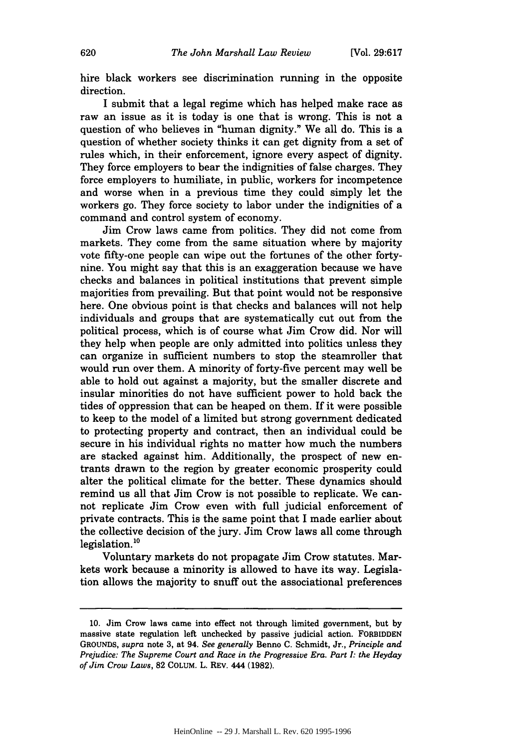hire black workers see discrimination running in the opposite direction.

I submit that a legal regime which has helped make race as raw an issue as it is today is one that is wrong. This is not a question of who believes in "human dignity." We all do. This is a question of whether society thinks it can get dignity from a set of rules which, in their enforcement, ignore every aspect of dignity. They force employers to bear the indignities of false charges. They force employers to humiliate, in public, workers for incompetence and worse when in a previous time they could simply let the workers go. They force society to labor under the indignities of a command and control system of economy.

Jim Crow laws came from politics. They did not come from markets. They come from the same situation where by majority vote fifty-one people can wipe out the fortunes of the other forty-nine. You might say that this is an exaggeration because we have checks and balances in political institutions that prevent simple majorities from prevailing. But that point would not be responsive here. One obvious point is that checks and balances will not help individuals and groups that are systematically cut out from the political process, which is of course what Jim Crow did. Nor will they help when people are only admitted into politics unless they can organize in sufficient numbers to stop the steamroller that would run over them. A minority of forty-five percent may well be able to hold out against a majority, but the smaller discrete and insular minorities do not have sufficient power to hold back the tides of oppression that can be heaped on them. If it were possible to keep to the model of a limited but strong government dedicated to protecting property and contract, then an individual could be secure in his individual rights no matter how much the numbers are stacked against him. Additionally, the prospect of new entrants drawn to the region by greater economic prosperity could alter the political climate for the better. These dynamics should remind us all that Jim Crow is not possible to replicate. We cannot replicate Jim Crow even with full judicial enforcement of private contracts. This is the same point that I made earlier about the collective decision of the jury. Jim Crow laws all come through legislation.[10]

Voluntary markets do not propagate Jim Crow statutes. Markets work because a minority is allowed to have its way. Legislation allows the majority to snuff out the associational preferences

---

10. Jim Crow laws came into effect not through limited government, but by massive state regulation left unchecked by passive judicial action. FORBIDDEN GROUNDS, *supra* note 3, at 94. *See generally* Benno C. Schmidt, Jr., *Principle and Prejudice: The Supreme Court and Race in the Progressive Era. Part I: the Heyday of Jim Crow Laws*, 82 COLUM. L. REV. 444 (1982).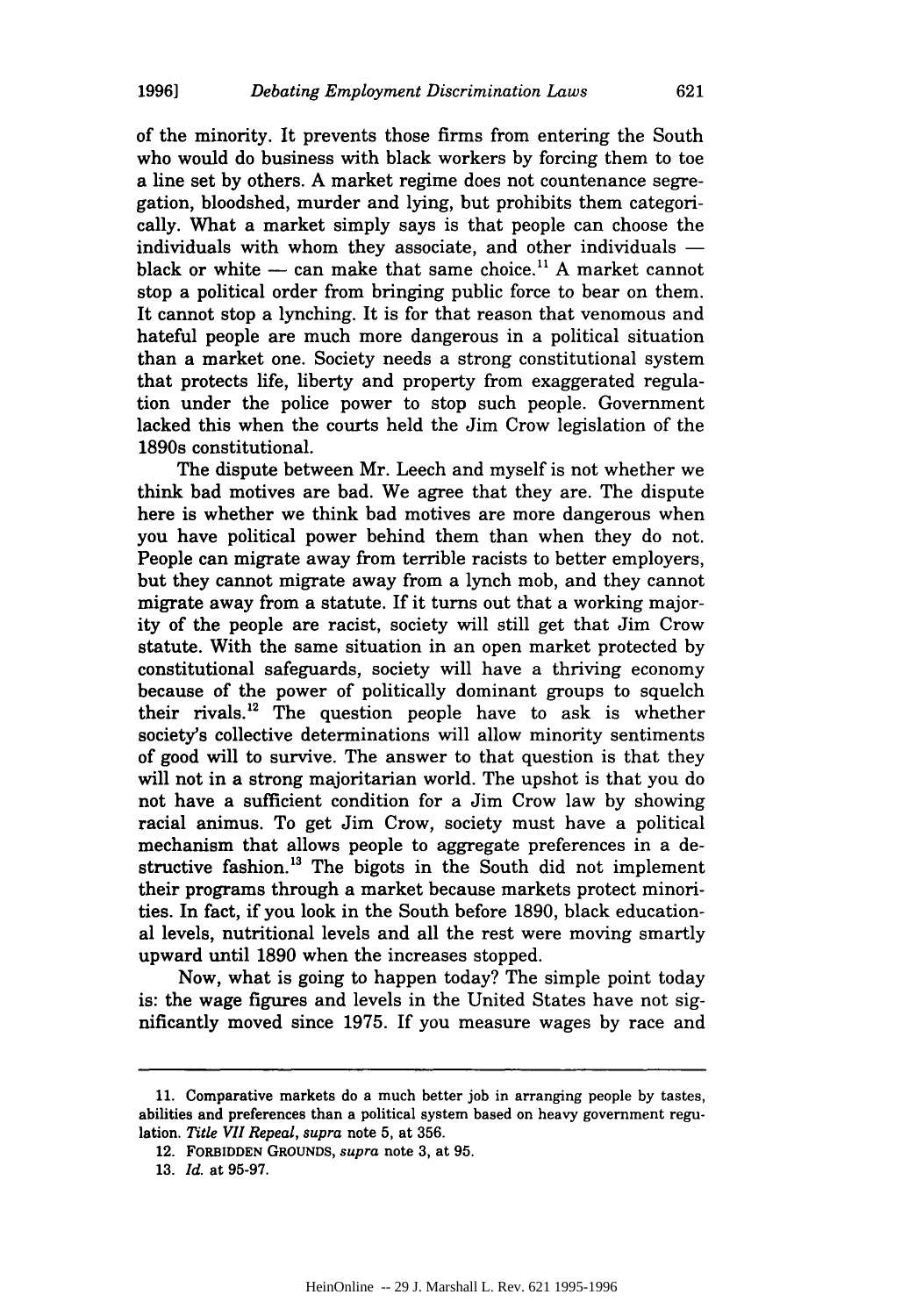of the minority. It prevents those firms from entering the South who would do business with black workers by forcing them to toe a line set by others. A market regime does not countenance segregation, bloodshed, murder and lying, but prohibits them categorically. What a market simply says is that people can choose the individuals with whom they associate, and other individuals — black or white — can make that same choice.[11] A market cannot stop a political order from bringing public force to bear on them. It cannot stop a lynching. It is for that reason that venomous and hateful people are much more dangerous in a political situation than a market one. Society needs a strong constitutional system that protects life, liberty and property from exaggerated regulation under the police power to stop such people. Government lacked this when the courts held the Jim Crow legislation of the 1890s constitutional.

The dispute between Mr. Leech and myself is not whether we think bad motives are bad. We agree that they are. The dispute here is whether we think bad motives are more dangerous when you have political power behind them than when they do not. People can migrate away from terrible racists to better employers, but they cannot migrate away from a lynch mob, and they cannot migrate away from a statute. If it turns out that a working majority of the people are racist, society will still get that Jim Crow statute. With the same situation in an open market protected by constitutional safeguards, society will have a thriving economy because of the power of politically dominant groups to squelch their rivals.[12] The question people have to ask is whether society's collective determinations will allow minority sentiments of good will to survive. The answer to that question is that they will not in a strong majoritarian world. The upshot is that you do not have a sufficient condition for a Jim Crow law by showing racial animus. To get Jim Crow, society must have a political mechanism that allows people to aggregate preferences in a destructive fashion.[13] The bigots in the South did not implement their programs through a market because markets protect minorities. In fact, if you look in the South before 1890, black educational levels, nutritional levels and all the rest were moving smartly upward until 1890 when the increases stopped.

Now, what is going to happen today? The simple point today is: the wage figures and levels in the United States have not significantly moved since 1975. If you measure wages by race and

---

11. Comparative markets do a much better job in arranging people by tastes, abilities and preferences than a political system based on heavy government regulation. *Title VII Repeal*, *supra* note 5, at 356.

12. FORBIDDEN GROUNDS, *supra* note 3, at 95.

13. *Id.* at 95-97.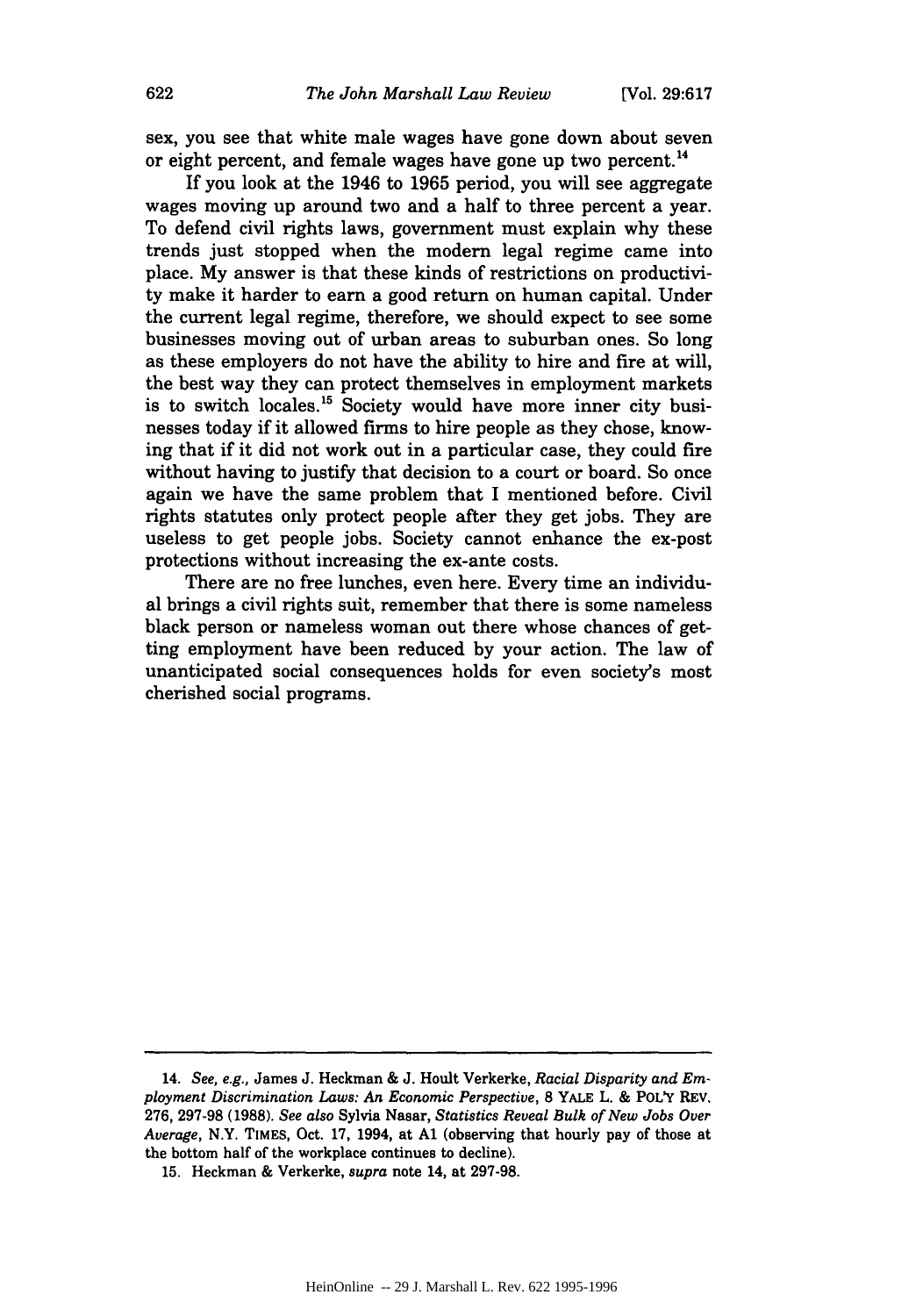sex, you see that white male wages have gone down about seven or eight percent, and female wages have gone up two percent.[14]

If you look at the 1946 to 1965 period, you will see aggregate wages moving up around two and a half to three percent a year. To defend civil rights laws, government must explain why these trends just stopped when the modern legal regime came into place. My answer is that these kinds of restrictions on productivity make it harder to earn a good return on human capital. Under the current legal regime, therefore, we should expect to see some businesses moving out of urban areas to suburban ones. So long as these employers do not have the ability to hire and fire at will, the best way they can protect themselves in employment markets is to switch locales.[15] Society would have more inner city businesses today if it allowed firms to hire people as they chose, knowing that if it did not work out in a particular case, they could fire without having to justify that decision to a court or board. So once again we have the same problem that I mentioned before. Civil rights statutes only protect people after they get jobs. They are useless to get people jobs. Society cannot enhance the ex-post protections without increasing the ex-ante costs.

There are no free lunches, even here. Every time an individual brings a civil rights suit, remember that there is some nameless black person or nameless woman out there whose chances of getting employment have been reduced by your action. The law of unanticipated social consequences holds for even society's most cherished social programs.

---

14. *See, e.g.,* James J. Heckman & J. Hoult Verkerke, *Racial Disparity and Employment Discrimination Laws: An Economic Perspective*, 8 YALE L. & POL'Y REV. 276, 297-98 (1988). *See also* Sylvia Nasar, *Statistics Reveal Bulk of New Jobs Over Average*, N.Y. TIMES, Oct. 17, 1994, at A1 (observing that hourly pay of those at the bottom half of the workplace continues to decline).

15. Heckman & Verkerke, *supra* note 14, at 297-98.